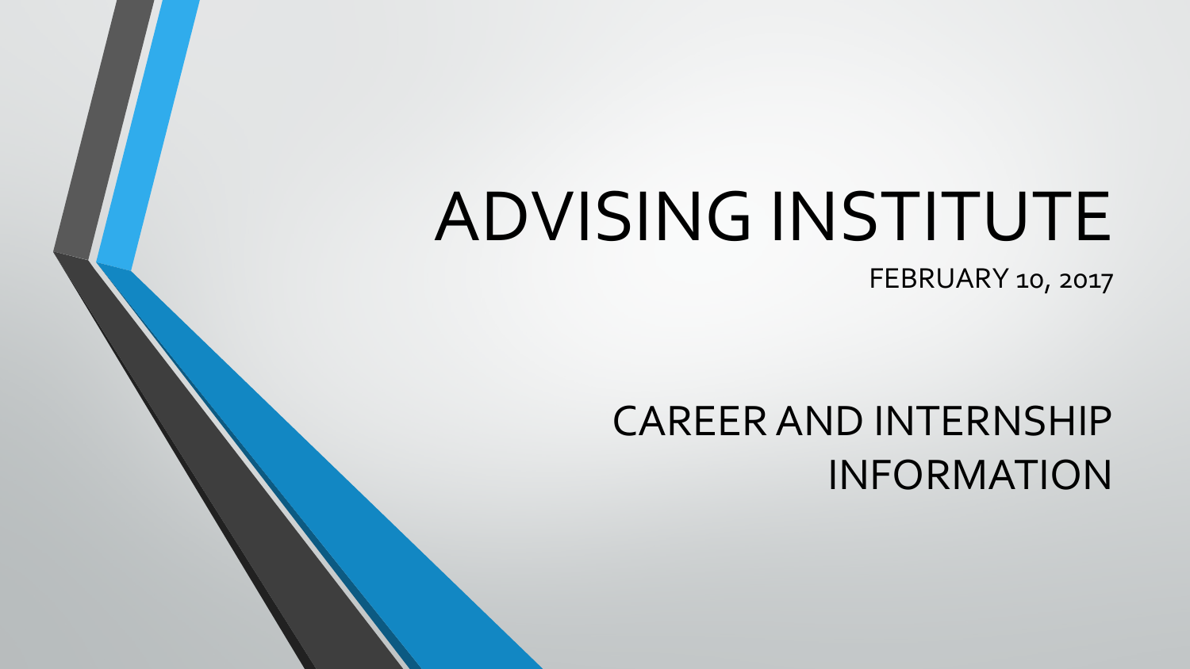# ADVISING INSTITUTE

FEBRUARY 10, 2017

## CAREER AND INTERNSHIP INFORMATION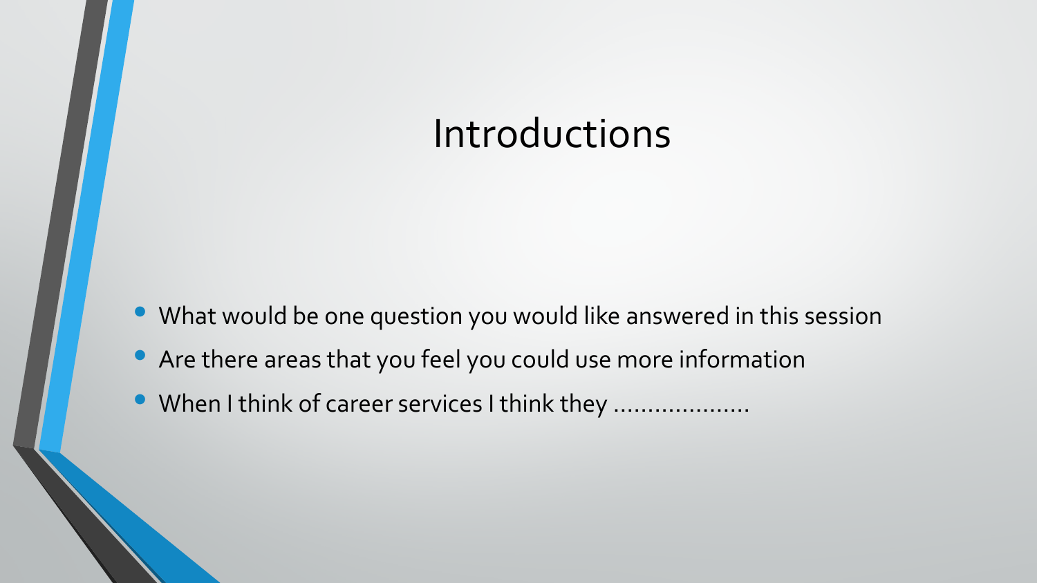# Introductions

- What would be one question you would like answered in this session
- Are there areas that you feel you could use more information
- When I think of career services I think they ………………..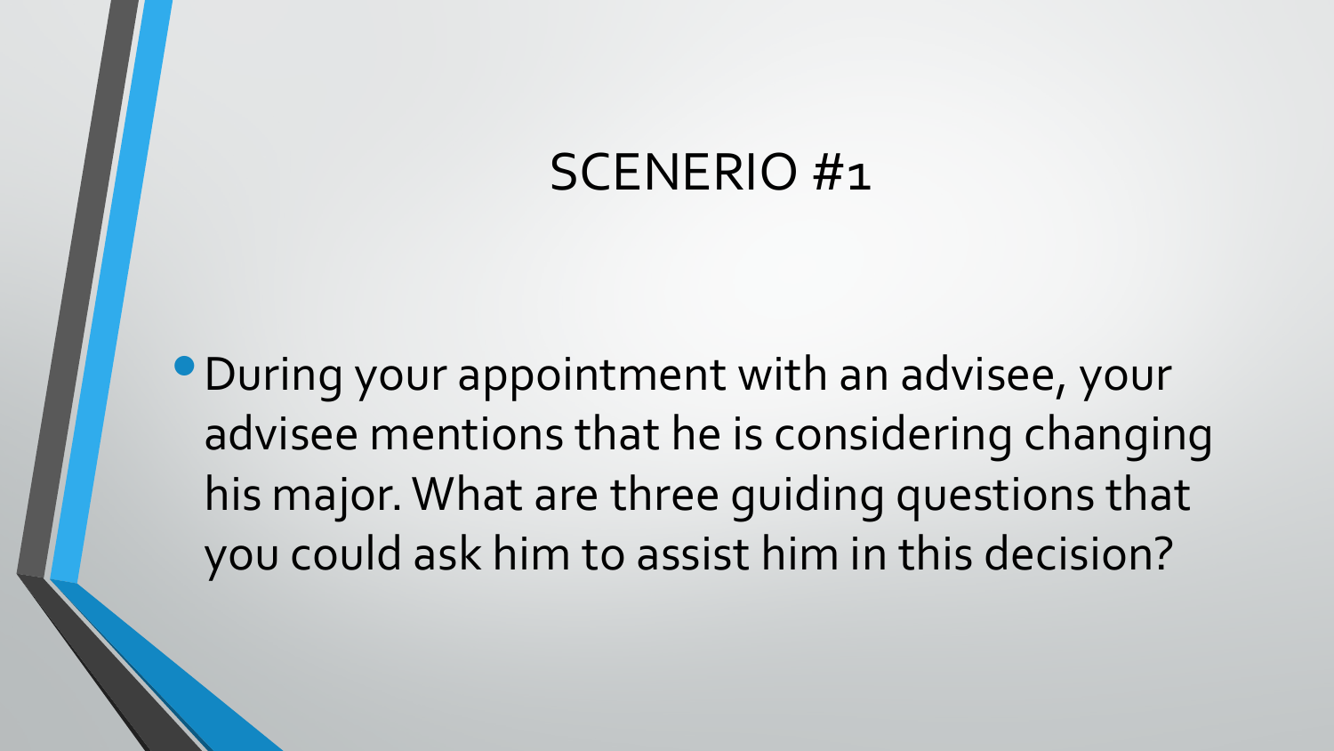# SCENERIO #1

- During your appointment with an advisee, your advisee mentions that he is considering changing his major. What are three guiding questions that you could ask him to assist him in this decision?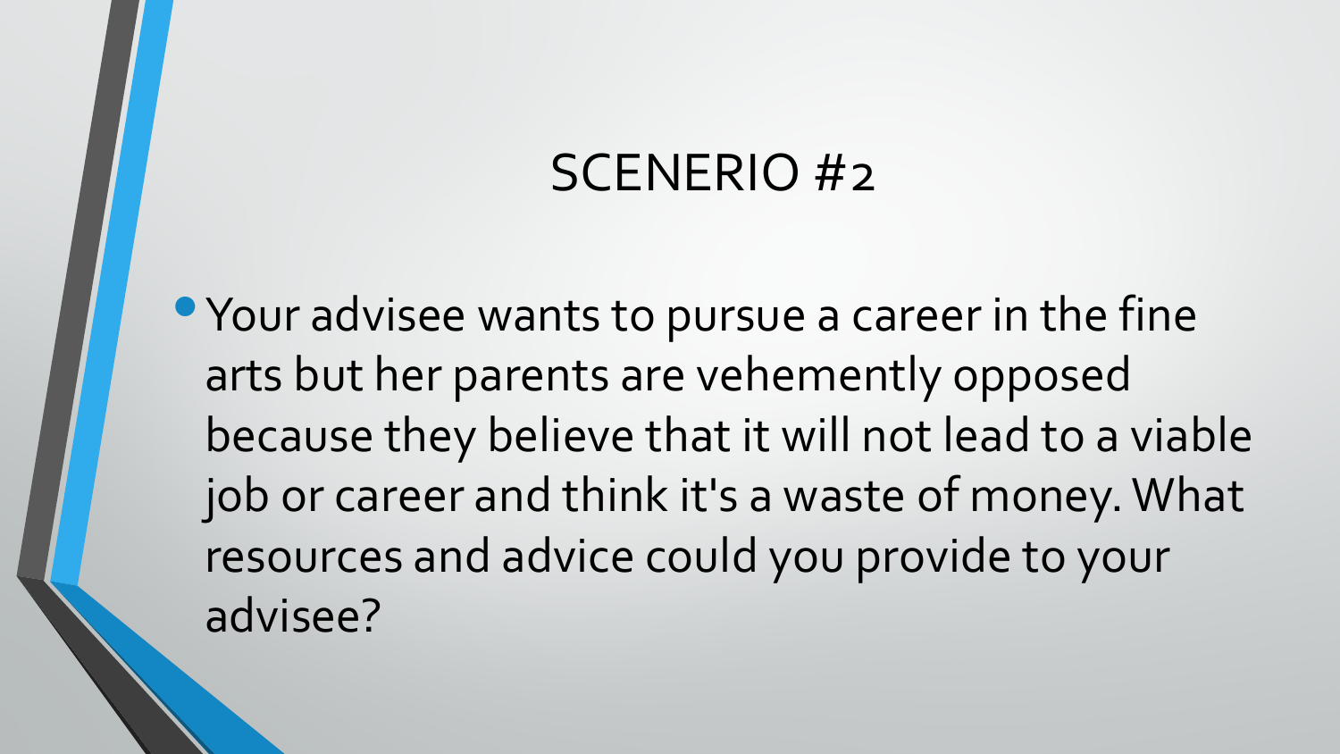# SCENERIO #2

- Your advisee wants to pursue a career in the fine arts but her parents are vehemently opposed because they believe that it will not lead to a viable job or career and think it's a waste of money. What resources and advice could you provide to your advisee?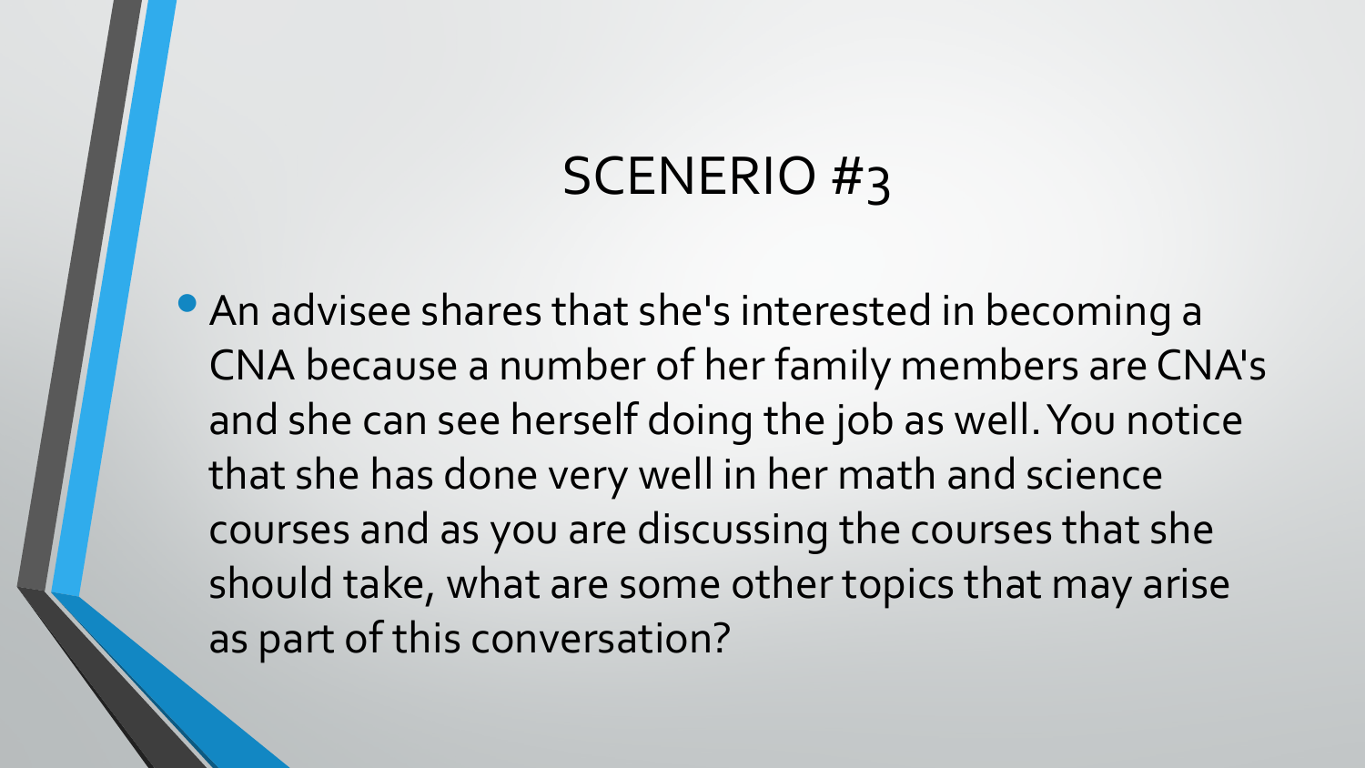# SCENERIO #3

- An advisee shares that she's interested in becoming a CNA because a number of her family members are CNA's and she can see herself doing the job as well. You notice that she has done very well in her math and science courses and as you are discussing the courses that she should take, what are some other topics that may arise as part of this conversation?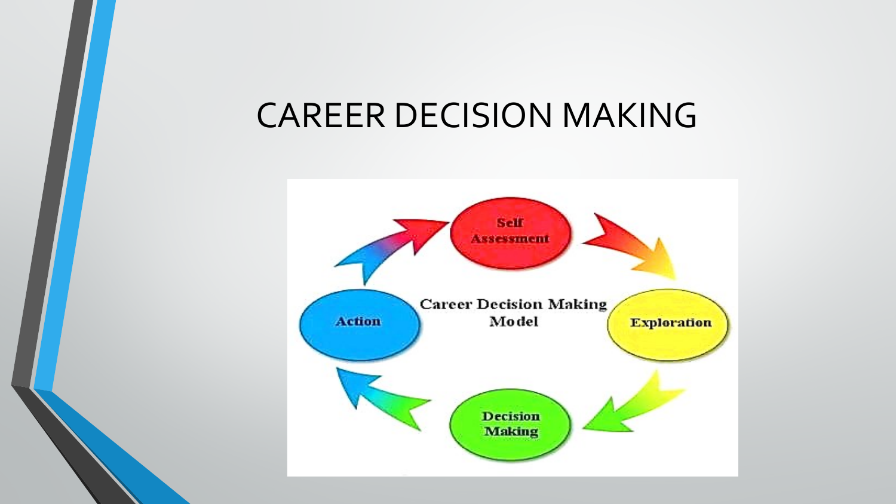# CAREER DECISION MAKING

Career Decision Making Model

Self Assessment

Exploration

Decision Making

Action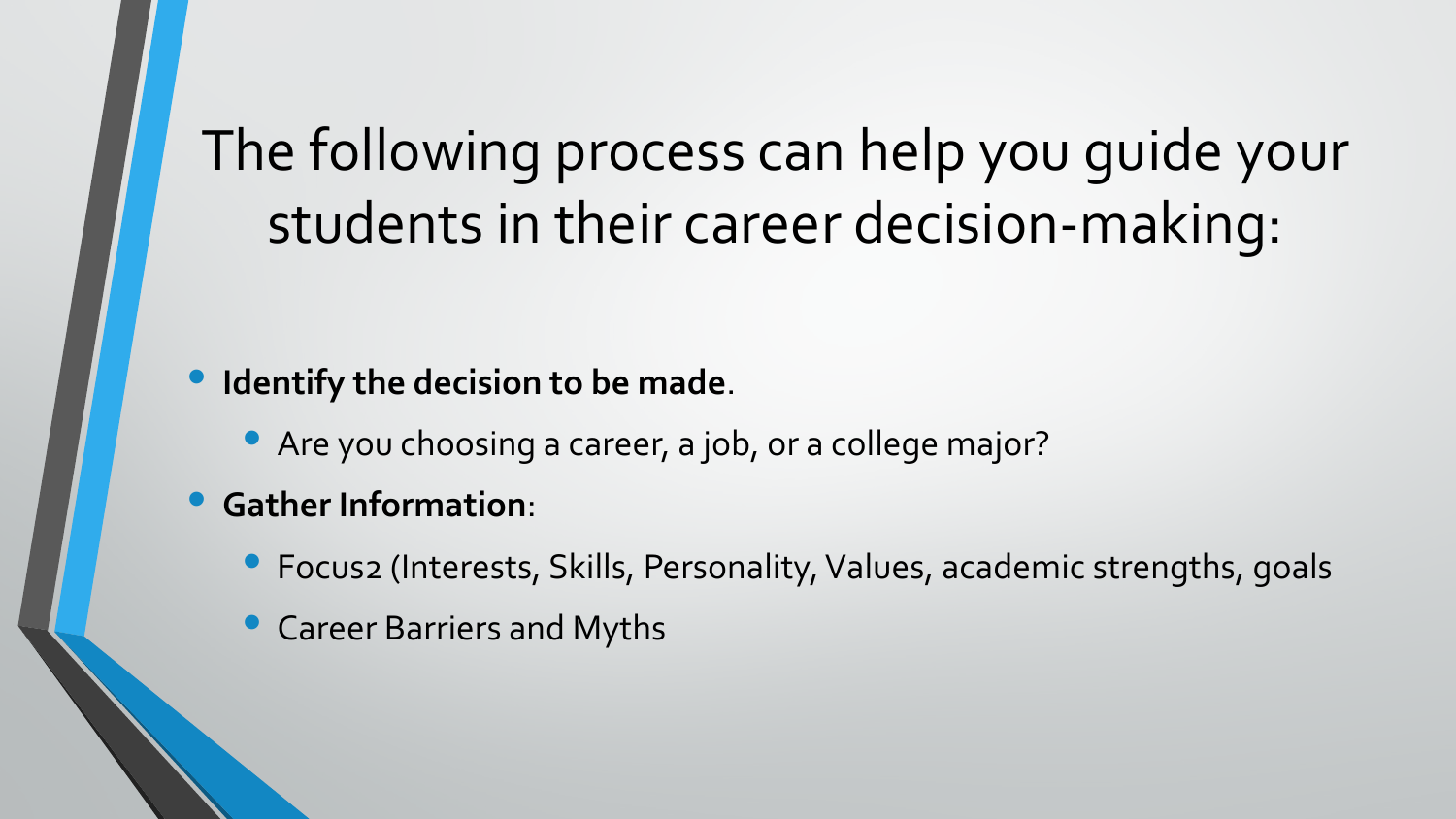# The following process can help you guide your students in their career decision-making:

- **Identify the decision to be made**.
  - Are you choosing a career, a job, or a college major?
- **Gather Information**:
  - Focus2 (Interests, Skills, Personality, Values, academic strengths, goals
  - Career Barriers and Myths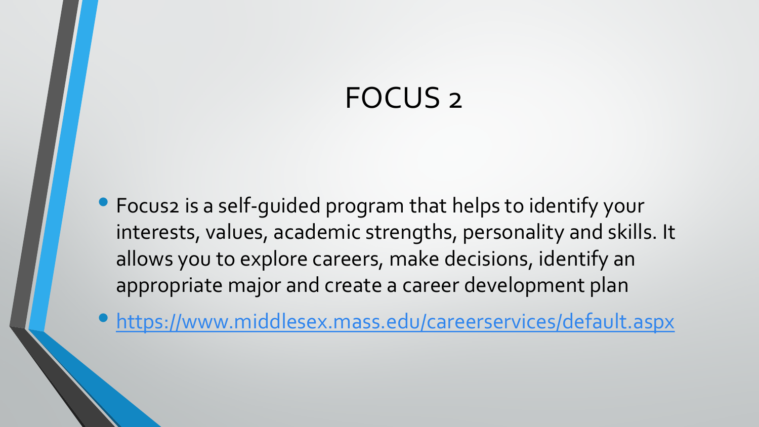# FOCUS 2

- Focus2 is a self-guided program that helps to identify your interests, values, academic strengths, personality and skills. It allows you to explore careers, make decisions, identify an appropriate major and create a career development plan
- https://www.middlesex.mass.edu/careerservices/default.aspx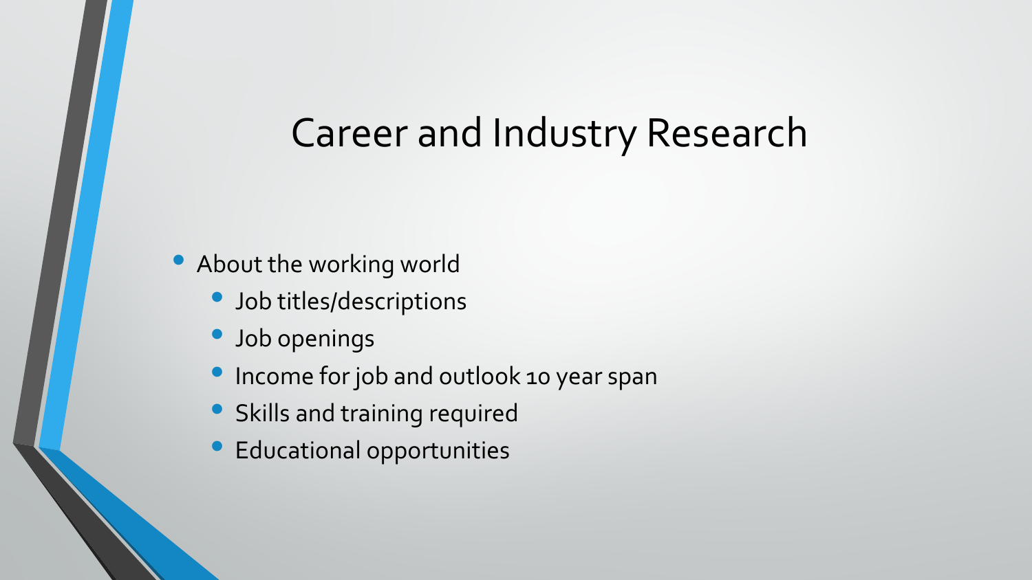# Career and Industry Research

- About the working world
  - Job titles/descriptions
  - Job openings
  - Income for job and outlook 10 year span
  - Skills and training required
  - Educational opportunities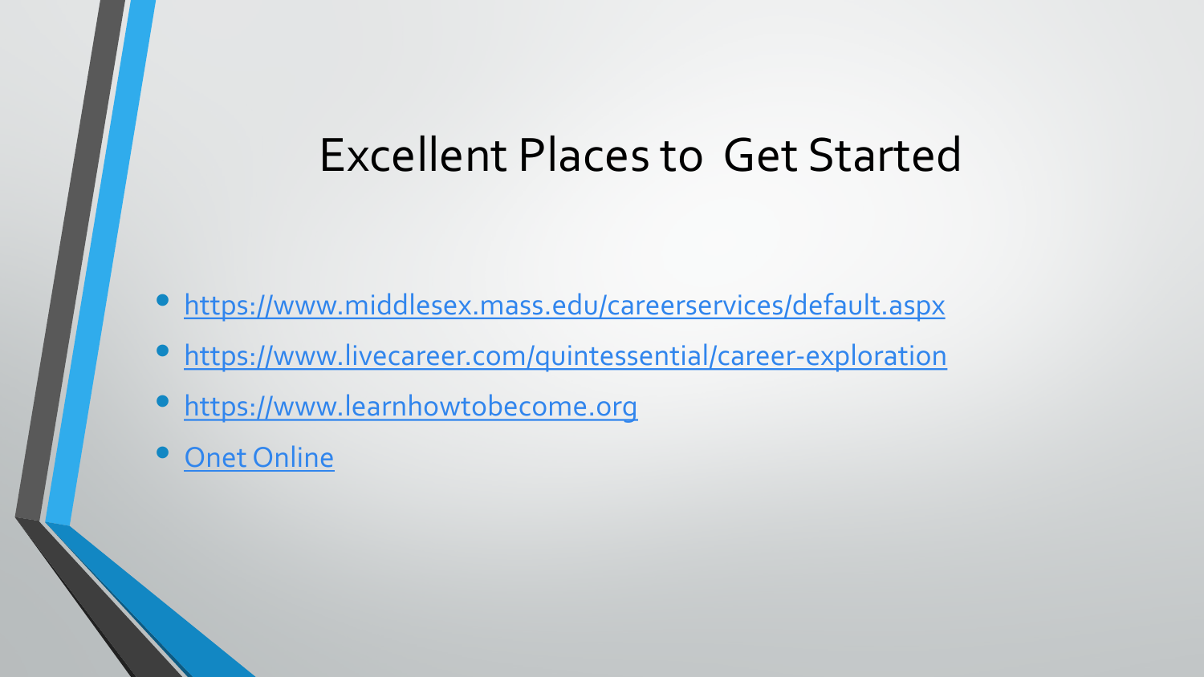# Excellent Places to Get Started

- https://www.middlesex.mass.edu/careerservices/default.aspx
- https://www.livecareer.com/quintessential/career-exploration
- https://www.learnhowtobecome.org
- Onet Online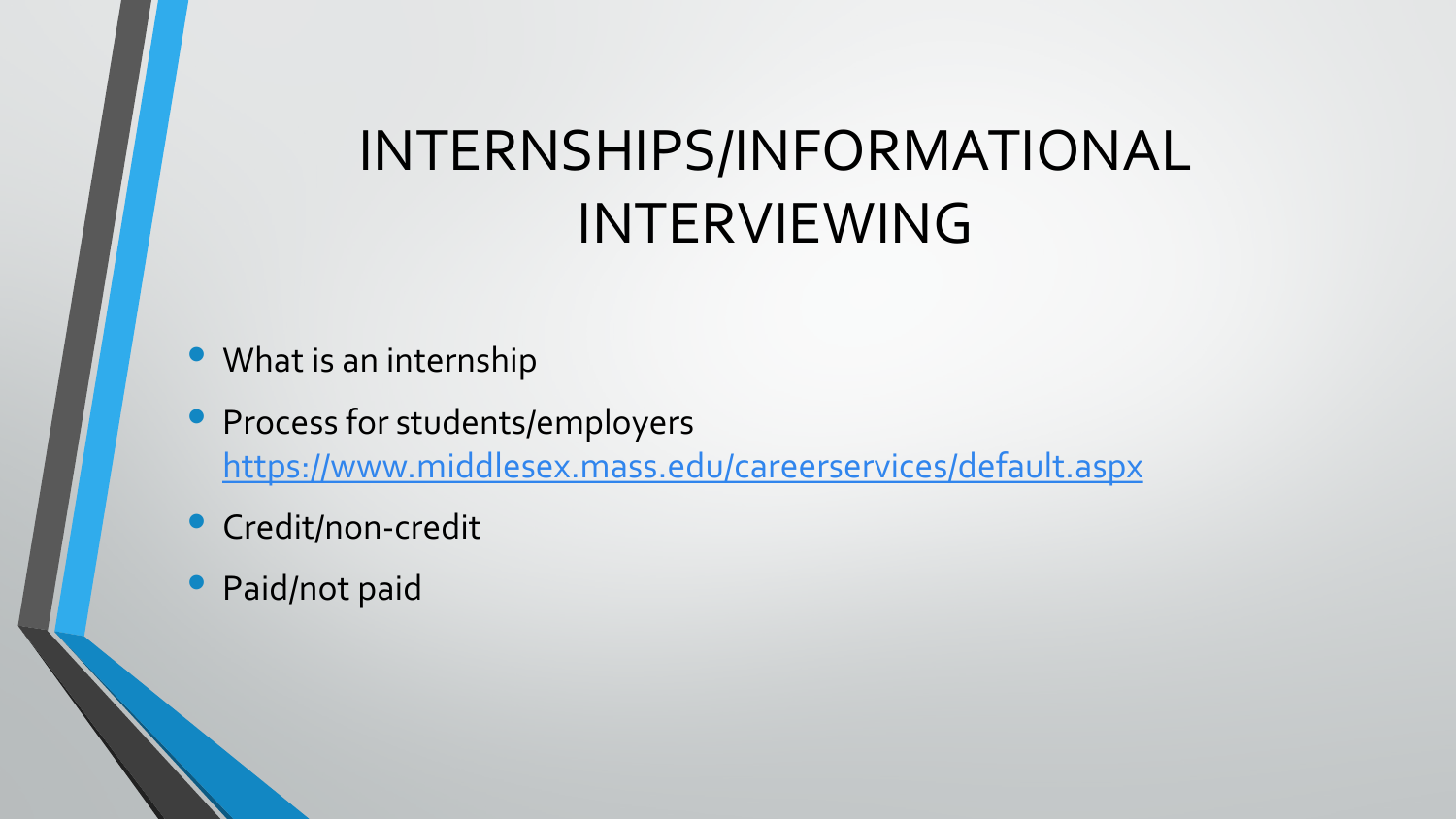# INTERNSHIPS/INFORMATIONAL INTERVIEWING

- What is an internship
- Process for students/employers [https://www.middlesex.mass.edu/careerservices/default.aspx](https://www.middlesex.mass.edu/careerservices/default.aspx)
- Credit/non-credit
- Paid/not paid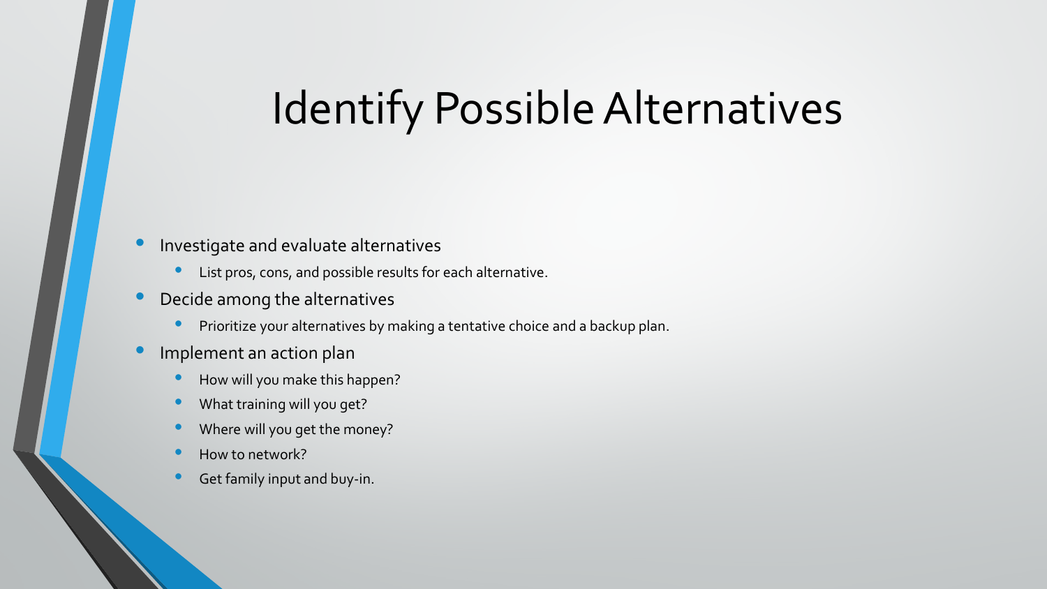# Identify Possible Alternatives

- Investigate and evaluate alternatives
  - List pros, cons, and possible results for each alternative.
- Decide among the alternatives
  - Prioritize your alternatives by making a tentative choice and a backup plan.
- Implement an action plan
  - How will you make this happen?
  - What training will you get?
  - Where will you get the money?
  - How to network?
  - Get family input and buy-in.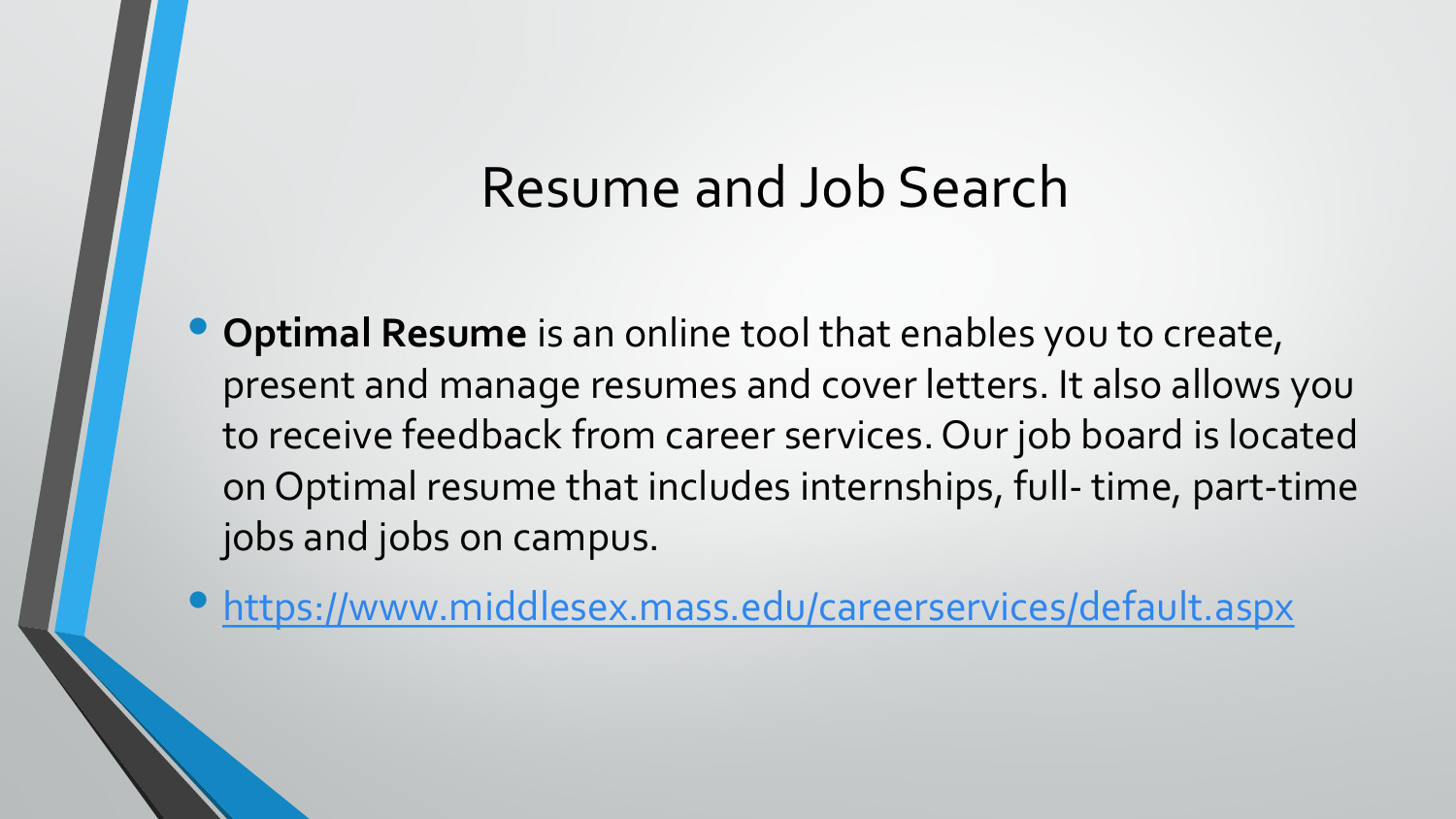# Resume and Job Search

- **Optimal Resume** is an online tool that enables you to create, present and manage resumes and cover letters. It also allows you to receive feedback from career services. Our job board is located on Optimal resume that includes internships, full- time, part-time jobs and jobs on campus.
- [https://www.middlesex.mass.edu/careerservices/default.aspx](https://www.middlesex.mass.edu/careerservices/default.aspx)